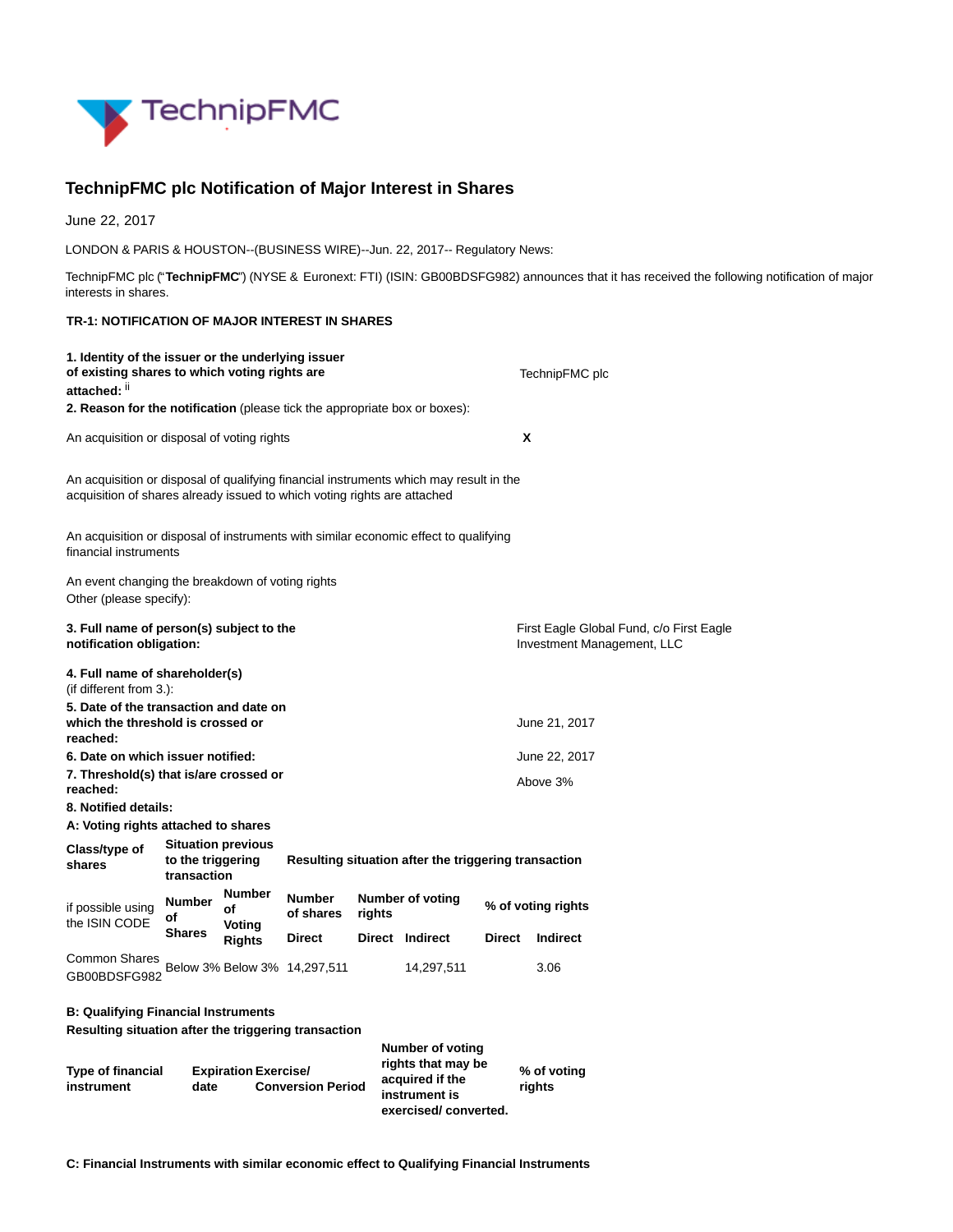# TechnipFMC plc Notification of Major Interest in Shares

June 22, 2017

LONDON & PARIS & HOUSTON--(BUSINESS WIRE)--Jun. 22, 2017-- Regulatory News:

TechnipFMC plc (“**TechnipFMC**”) (NYSE & Euronext: FTI) (ISIN: GB00BDSFG982) announces that it has received the following notification of major interests in shares.

**TR-1: NOTIFICATION OF MAJOR INTEREST IN SHARES**

| | |
|---|---|
| **1. Identity of the issuer or the underlying issuer of existing shares to which voting rights are attached:** [ii] | TechnipFMC plc |
| **2. Reason for the notification** (please tick the appropriate box or boxes): | |
| An acquisition or disposal of voting rights | **X** |
| An acquisition or disposal of qualifying financial instruments which may result in the acquisition of shares already issued to which voting rights are attached | |
| An acquisition or disposal of instruments with similar economic effect to qualifying financial instruments | |
| An event changing the breakdown of voting rights | |
| Other (please specify): | |
| **3. Full name of person(s) subject to the notification obligation:** | First Eagle Global Fund, c/o First Eagle Investment Management, LLC |
| **4. Full name of shareholder(s)** (if different from 3.): | |
| **5. Date of the transaction and date on which the threshold is crossed or reached:** | June 21, 2017 |
| **6. Date on which issuer notified:** | June 22, 2017 |
| **7. Threshold(s) that is/are crossed or reached:** | Above 3% |

**8. Notified details:**

**A: Voting rights attached to shares**

| **Class/type of shares** | **Situation previous to the triggering transaction** | | **Resulting situation after the triggering transaction** | | | | |
|---|---|---|---|---|---|---|---|
| if possible using the ISIN CODE | **Number of Shares** | **Number of Voting Rights** | **Number of shares** | **Number of voting rights** | | **% of voting rights** | |
| | | | **Direct** | **Direct** | **Indirect** | **Direct** | **Indirect** |
| Common Shares GB00BDSFG982 | Below 3% | Below 3% | 14,297,511 | | 14,297,511 | | 3.06 |

**B: Qualifying Financial Instruments**

**Resulting situation after the triggering transaction**

| **Type of financial instrument** | **Expiration date** | **Exercise/ Conversion Period** | **Number of voting rights that may be acquired if the instrument is exercised/ converted.** | **% of voting rights** |
|---|---|---|---|---|

**C: Financial Instruments with similar economic effect to Qualifying Financial Instruments**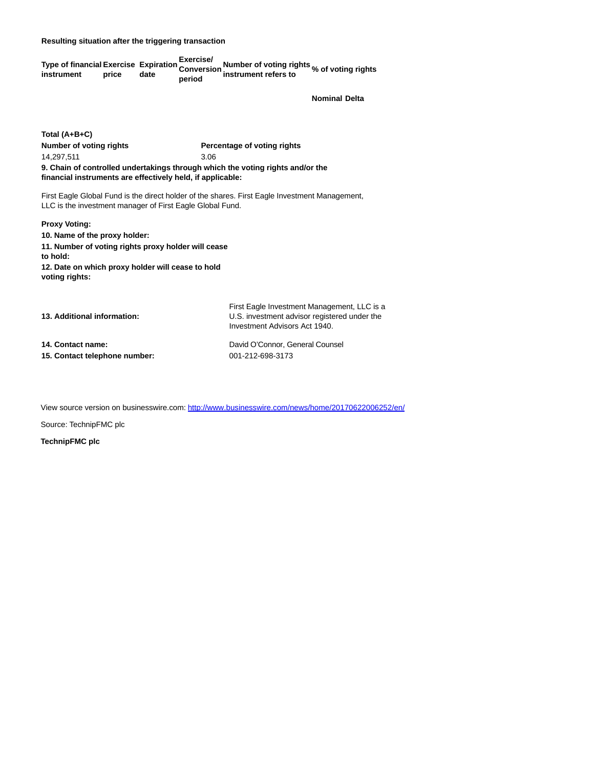**Resulting situation after the triggering transaction**

| Type of financial instrument | Exercise price | Expiration date | Exercise/ Conversion period | Number of voting rights instrument refers to | % of voting rights | |
|---|---|---|---|---|---|---|
| | | | | | Nominal | Delta |

**Total (A+B+C)**

| Number of voting rights | Percentage of voting rights |
|---|---|
| 14,297,511 | 3.06 |

**9. Chain of controlled undertakings through which the voting rights and/or the financial instruments are effectively held, if applicable:**

First Eagle Global Fund is the direct holder of the shares. First Eagle Investment Management, LLC is the investment manager of First Eagle Global Fund.

**Proxy Voting:**

**10. Name of the proxy holder:**

**11. Number of voting rights proxy holder will cease to hold:**

**12. Date on which proxy holder will cease to hold voting rights:**

**13. Additional information:** First Eagle Investment Management, LLC is a U.S. investment advisor registered under the Investment Advisors Act 1940.

**14. Contact name:** David O'Connor, General Counsel

**15. Contact telephone number:** 001-212-698-3173

View source version on businesswire.com: http://www.businesswire.com/news/home/20170622006252/en/

Source: TechnipFMC plc

**TechnipFMC plc**